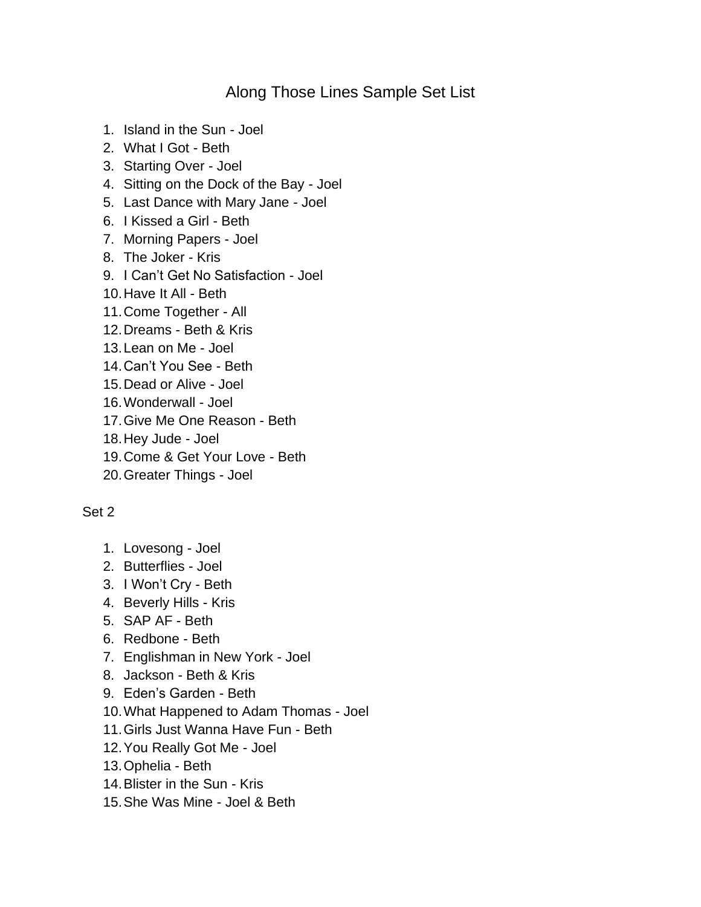# Along Those Lines Sample Set List

1. Island in the Sun - Joel
2. What I Got - Beth
3. Starting Over - Joel
4. Sitting on the Dock of the Bay - Joel
5. Last Dance with Mary Jane - Joel
6. I Kissed a Girl - Beth
7. Morning Papers - Joel
8. The Joker - Kris
9. I Can't Get No Satisfaction - Joel
10. Have It All - Beth
11. Come Together - All
12. Dreams - Beth & Kris
13. Lean on Me - Joel
14. Can't You See - Beth
15. Dead or Alive - Joel
16. Wonderwall - Joel
17. Give Me One Reason - Beth
18. Hey Jude - Joel
19. Come & Get Your Love - Beth
20. Greater Things - Joel

Set 2

1. Lovesong - Joel
2. Butterflies - Joel
3. I Won't Cry - Beth
4. Beverly Hills - Kris
5. SAP AF - Beth
6. Redbone - Beth
7. Englishman in New York - Joel
8. Jackson - Beth & Kris
9. Eden's Garden - Beth
10. What Happened to Adam Thomas - Joel
11. Girls Just Wanna Have Fun - Beth
12. You Really Got Me - Joel
13. Ophelia - Beth
14. Blister in the Sun - Kris
15. She Was Mine - Joel & Beth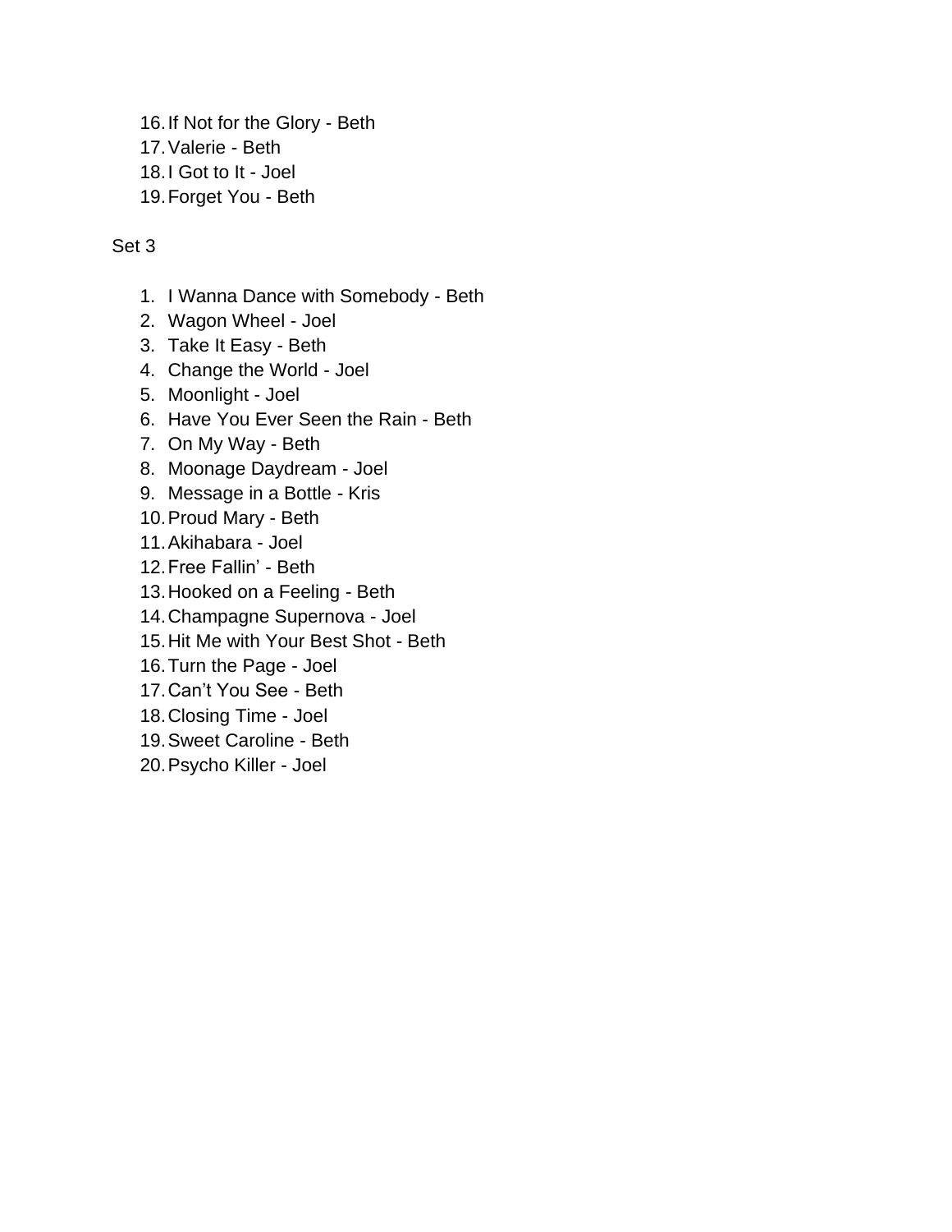16. If Not for the Glory - Beth
17. Valerie - Beth
18. I Got to It - Joel
19. Forget You - Beth

Set 3

1. I Wanna Dance with Somebody - Beth
2. Wagon Wheel - Joel
3. Take It Easy - Beth
4. Change the World - Joel
5. Moonlight - Joel
6. Have You Ever Seen the Rain - Beth
7. On My Way - Beth
8. Moonage Daydream - Joel
9. Message in a Bottle - Kris
10. Proud Mary - Beth
11. Akihabara - Joel
12. Free Fallin' - Beth
13. Hooked on a Feeling - Beth
14. Champagne Supernova - Joel
15. Hit Me with Your Best Shot - Beth
16. Turn the Page - Joel
17. Can't You See - Beth
18. Closing Time - Joel
19. Sweet Caroline - Beth
20. Psycho Killer - Joel